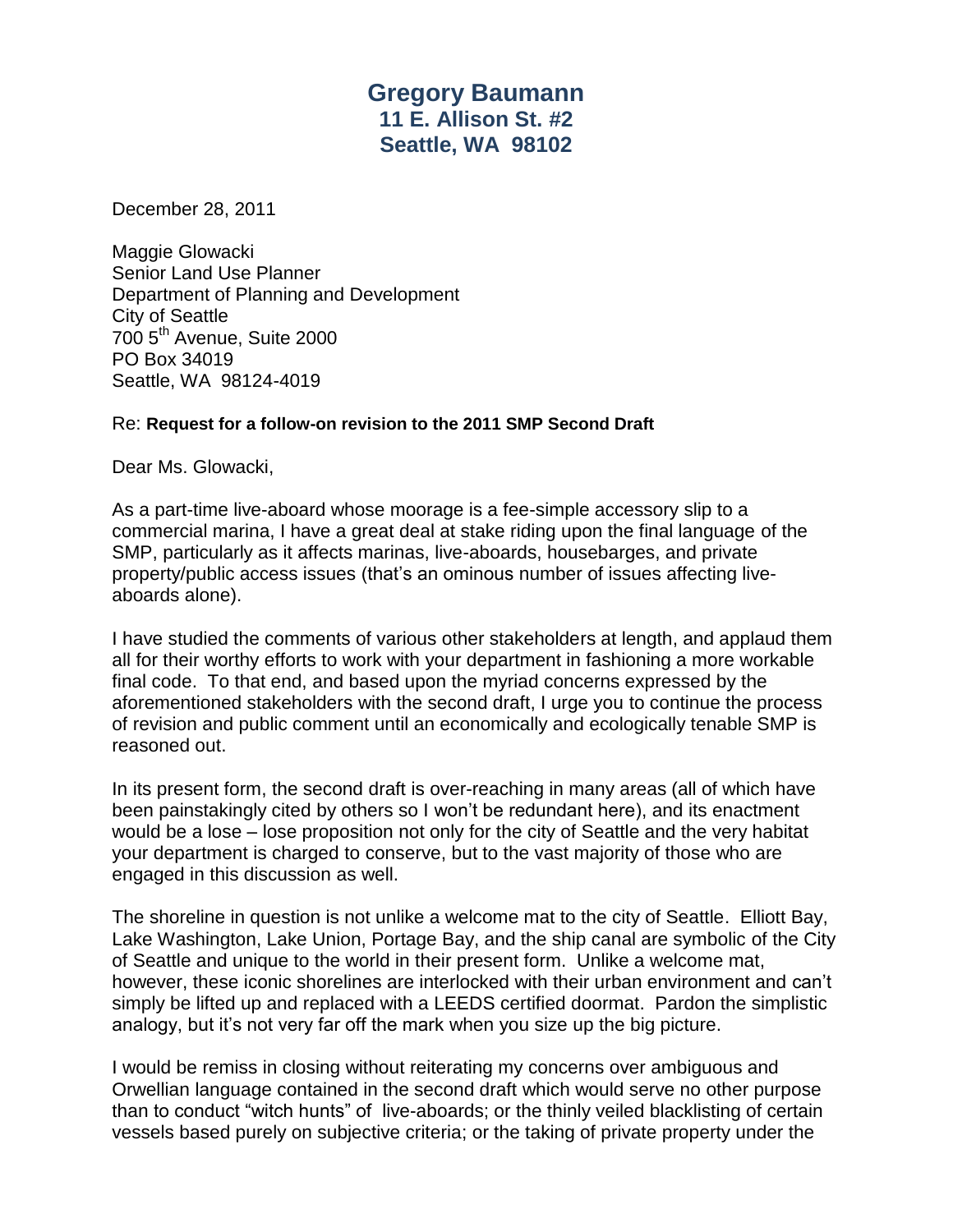# Gregory Baumann
## 11 E. Allison St. #2
## Seattle, WA 98102

December 28, 2011

Maggie Glowacki
Senior Land Use Planner
Department of Planning and Development
City of Seattle
700 5th Avenue, Suite 2000
PO Box 34019
Seattle, WA 98124-4019

Re: **Request for a follow-on revision to the 2011 SMP Second Draft**

Dear Ms. Glowacki,

As a part-time live-aboard whose moorage is a fee-simple accessory slip to a commercial marina, I have a great deal at stake riding upon the final language of the SMP, particularly as it affects marinas, live-aboards, housebarges, and private property/public access issues (that's an ominous number of issues affecting live-aboards alone).

I have studied the comments of various other stakeholders at length, and applaud them all for their worthy efforts to work with your department in fashioning a more workable final code. To that end, and based upon the myriad concerns expressed by the aforementioned stakeholders with the second draft, I urge you to continue the process of revision and public comment until an economically and ecologically tenable SMP is reasoned out.

In its present form, the second draft is over-reaching in many areas (all of which have been painstakingly cited by others so I won't be redundant here), and its enactment would be a lose – lose proposition not only for the city of Seattle and the very habitat your department is charged to conserve, but to the vast majority of those who are engaged in this discussion as well.

The shoreline in question is not unlike a welcome mat to the city of Seattle. Elliott Bay, Lake Washington, Lake Union, Portage Bay, and the ship canal are symbolic of the City of Seattle and unique to the world in their present form. Unlike a welcome mat, however, these iconic shorelines are interlocked with their urban environment and can't simply be lifted up and replaced with a LEEDS certified doormat. Pardon the simplistic analogy, but it's not very far off the mark when you size up the big picture.

I would be remiss in closing without reiterating my concerns over ambiguous and Orwellian language contained in the second draft which would serve no other purpose than to conduct "witch hunts" of live-aboards; or the thinly veiled blacklisting of certain vessels based purely on subjective criteria; or the taking of private property under the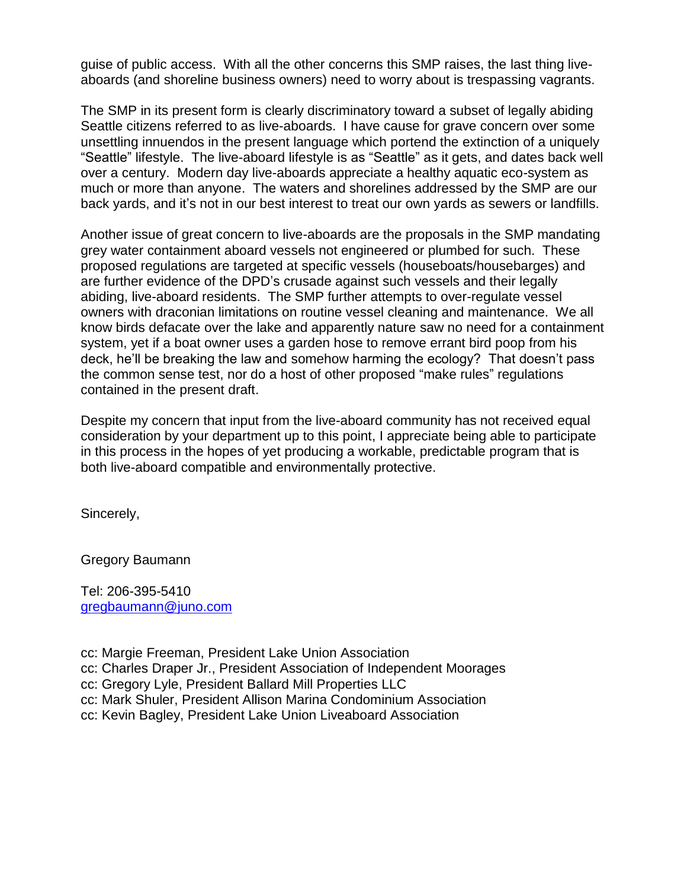guise of public access. With all the other concerns this SMP raises, the last thing live-aboards (and shoreline business owners) need to worry about is trespassing vagrants.

The SMP in its present form is clearly discriminatory toward a subset of legally abiding Seattle citizens referred to as live-aboards. I have cause for grave concern over some unsettling innuendos in the present language which portend the extinction of a uniquely "Seattle" lifestyle. The live-aboard lifestyle is as "Seattle" as it gets, and dates back well over a century. Modern day live-aboards appreciate a healthy aquatic eco-system as much or more than anyone. The waters and shorelines addressed by the SMP are our back yards, and it's not in our best interest to treat our own yards as sewers or landfills.

Another issue of great concern to live-aboards are the proposals in the SMP mandating grey water containment aboard vessels not engineered or plumbed for such. These proposed regulations are targeted at specific vessels (houseboats/housebarges) and are further evidence of the DPD's crusade against such vessels and their legally abiding, live-aboard residents. The SMP further attempts to over-regulate vessel owners with draconian limitations on routine vessel cleaning and maintenance. We all know birds defacate over the lake and apparently nature saw no need for a containment system, yet if a boat owner uses a garden hose to remove errant bird poop from his deck, he'll be breaking the law and somehow harming the ecology? That doesn't pass the common sense test, nor do a host of other proposed "make rules" regulations contained in the present draft.

Despite my concern that input from the live-aboard community has not received equal consideration by your department up to this point, I appreciate being able to participate in this process in the hopes of yet producing a workable, predictable program that is both live-aboard compatible and environmentally protective.

Sincerely,

Gregory Baumann

Tel: 206-395-5410
gregbaumann@juno.com

cc: Margie Freeman, President Lake Union Association
cc: Charles Draper Jr., President Association of Independent Moorages
cc: Gregory Lyle, President Ballard Mill Properties LLC
cc: Mark Shuler, President Allison Marina Condominium Association
cc: Kevin Bagley, President Lake Union Liveaboard Association